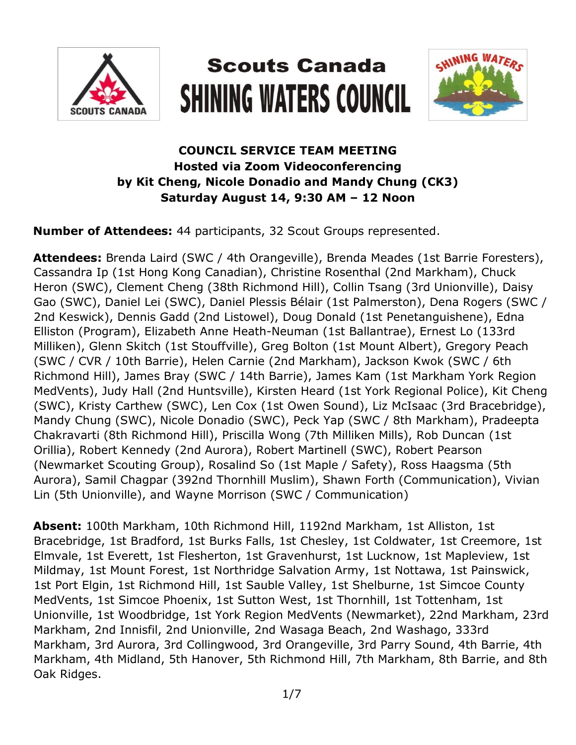# Scouts Canada
# SHINING WATERS COUNCIL

**COUNCIL SERVICE TEAM MEETING**
**Hosted via Zoom Videoconferencing**
**by Kit Cheng, Nicole Donadio and Mandy Chung (CK3)**
**Saturday August 14, 9:30 AM – 12 Noon**

**Number of Attendees:** 44 participants, 32 Scout Groups represented.

**Attendees:** Brenda Laird (SWC / 4th Orangeville), Brenda Meades (1st Barrie Foresters), Cassandra Ip (1st Hong Kong Canadian), Christine Rosenthal (2nd Markham), Chuck Heron (SWC), Clement Cheng (38th Richmond Hill), Collin Tsang (3rd Unionville), Daisy Gao (SWC), Daniel Lei (SWC), Daniel Plessis Bélair (1st Palmerston), Dena Rogers (SWC / 2nd Keswick), Dennis Gadd (2nd Listowel), Doug Donald (1st Penetanguishene), Edna Elliston (Program), Elizabeth Anne Heath-Neuman (1st Ballantrae), Ernest Lo (133rd Milliken), Glenn Skitch (1st Stouffville), Greg Bolton (1st Mount Albert), Gregory Peach (SWC / CVR / 10th Barrie), Helen Carnie (2nd Markham), Jackson Kwok (SWC / 6th Richmond Hill), James Bray (SWC / 14th Barrie), James Kam (1st Markham York Region MedVents), Judy Hall (2nd Huntsville), Kirsten Heard (1st York Regional Police), Kit Cheng (SWC), Kristy Carthew (SWC), Len Cox (1st Owen Sound), Liz McIsaac (3rd Bracebridge), Mandy Chung (SWC), Nicole Donadio (SWC), Peck Yap (SWC / 8th Markham), Pradeepta Chakravarti (8th Richmond Hill), Priscilla Wong (7th Milliken Mills), Rob Duncan (1st Orillia), Robert Kennedy (2nd Aurora), Robert Martinell (SWC), Robert Pearson (Newmarket Scouting Group), Rosalind So (1st Maple / Safety), Ross Haagsma (5th Aurora), Samil Chagpar (392nd Thornhill Muslim), Shawn Forth (Communication), Vivian Lin (5th Unionville), and Wayne Morrison (SWC / Communication)

**Absent:** 100th Markham, 10th Richmond Hill, 1192nd Markham, 1st Alliston, 1st Bracebridge, 1st Bradford, 1st Burks Falls, 1st Chesley, 1st Coldwater, 1st Creemore, 1st Elmvale, 1st Everett, 1st Flesherton, 1st Gravenhurst, 1st Lucknow, 1st Mapleview, 1st Mildmay, 1st Mount Forest, 1st Northridge Salvation Army, 1st Nottawa, 1st Painswick, 1st Port Elgin, 1st Richmond Hill, 1st Sauble Valley, 1st Shelburne, 1st Simcoe County MedVents, 1st Simcoe Phoenix, 1st Sutton West, 1st Thornhill, 1st Tottenham, 1st Unionville, 1st Woodbridge, 1st York Region MedVents (Newmarket), 22nd Markham, 23rd Markham, 2nd Innisfil, 2nd Unionville, 2nd Wasaga Beach, 2nd Washago, 333rd Markham, 3rd Aurora, 3rd Collingwood, 3rd Orangeville, 3rd Parry Sound, 4th Barrie, 4th Markham, 4th Midland, 5th Hanover, 5th Richmond Hill, 7th Markham, 8th Barrie, and 8th Oak Ridges.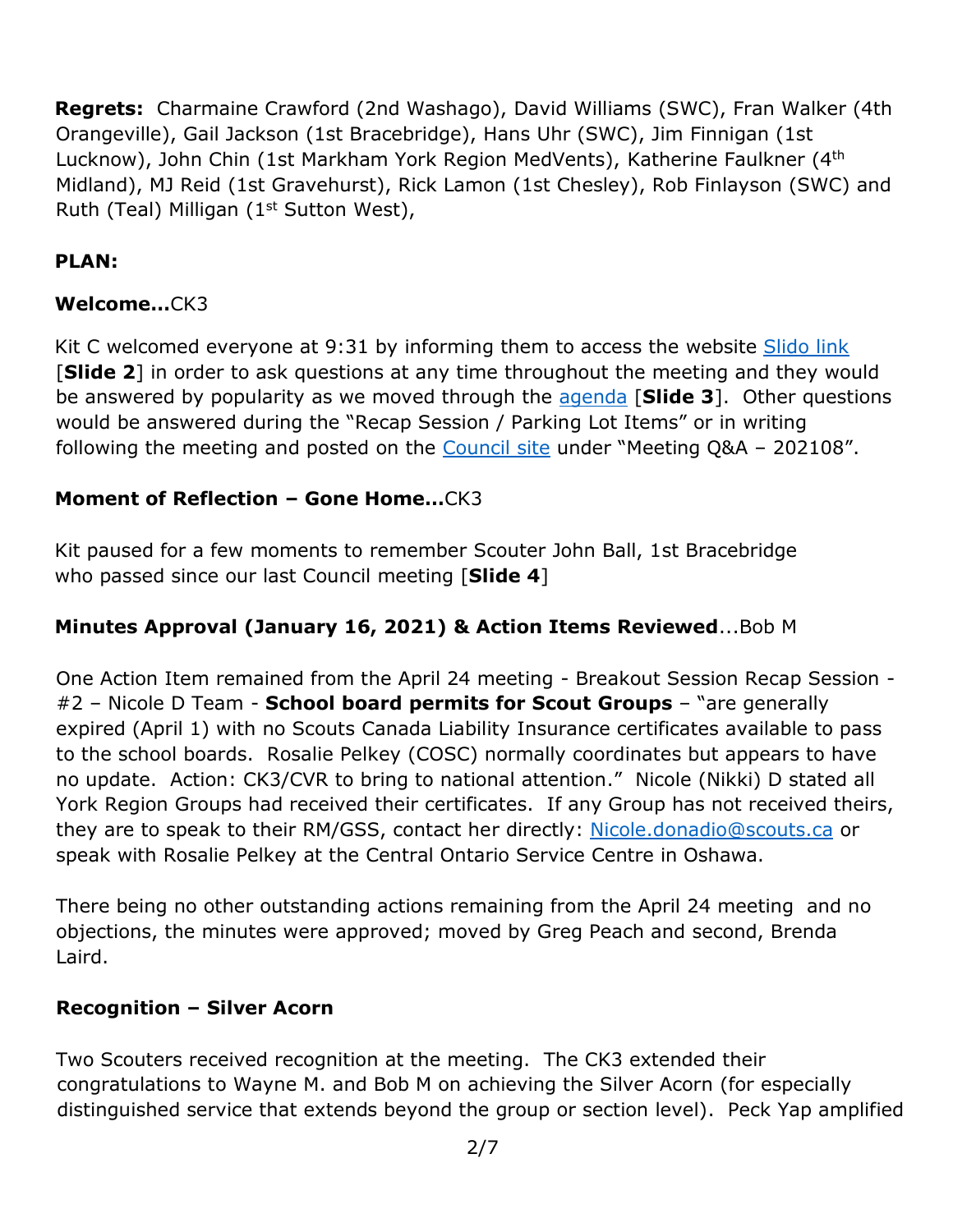**Regrets:** Charmaine Crawford (2nd Washago), David Williams (SWC), Fran Walker (4th Orangeville), Gail Jackson (1st Bracebridge), Hans Uhr (SWC), Jim Finnigan (1st Lucknow), John Chin (1st Markham York Region MedVents), Katherine Faulkner (4th Midland), MJ Reid (1st Gravehurst), Rick Lamon (1st Chesley), Rob Finlayson (SWC) and Ruth (Teal) Milligan (1st Sutton West),

**PLAN:**

**Welcome…**CK3

Kit C welcomed everyone at 9:31 by informing them to access the website Slido link [**Slide 2**] in order to ask questions at any time throughout the meeting and they would be answered by popularity as we moved through the agenda [**Slide 3**]. Other questions would be answered during the "Recap Session / Parking Lot Items" or in writing following the meeting and posted on the Council site under "Meeting Q&A – 202108".

**Moment of Reflection – Gone Home…**CK3

Kit paused for a few moments to remember Scouter John Ball, 1st Bracebridge who passed since our last Council meeting [**Slide 4**]

**Minutes Approval (January 16, 2021) & Action Items Reviewed**...Bob M

One Action Item remained from the April 24 meeting - Breakout Session Recap Session - #2 – Nicole D Team - **School board permits for Scout Groups** – "are generally expired (April 1) with no Scouts Canada Liability Insurance certificates available to pass to the school boards. Rosalie Pelkey (COSC) normally coordinates but appears to have no update. Action: CK3/CVR to bring to national attention." Nicole (Nikki) D stated all York Region Groups had received their certificates. If any Group has not received theirs, they are to speak to their RM/GSS, contact her directly: Nicole.donadio@scouts.ca or speak with Rosalie Pelkey at the Central Ontario Service Centre in Oshawa.

There being no other outstanding actions remaining from the April 24 meeting and no objections, the minutes were approved; moved by Greg Peach and second, Brenda Laird.

**Recognition – Silver Acorn**

Two Scouters received recognition at the meeting. The CK3 extended their congratulations to Wayne M. and Bob M on achieving the Silver Acorn (for especially distinguished service that extends beyond the group or section level). Peck Yap amplified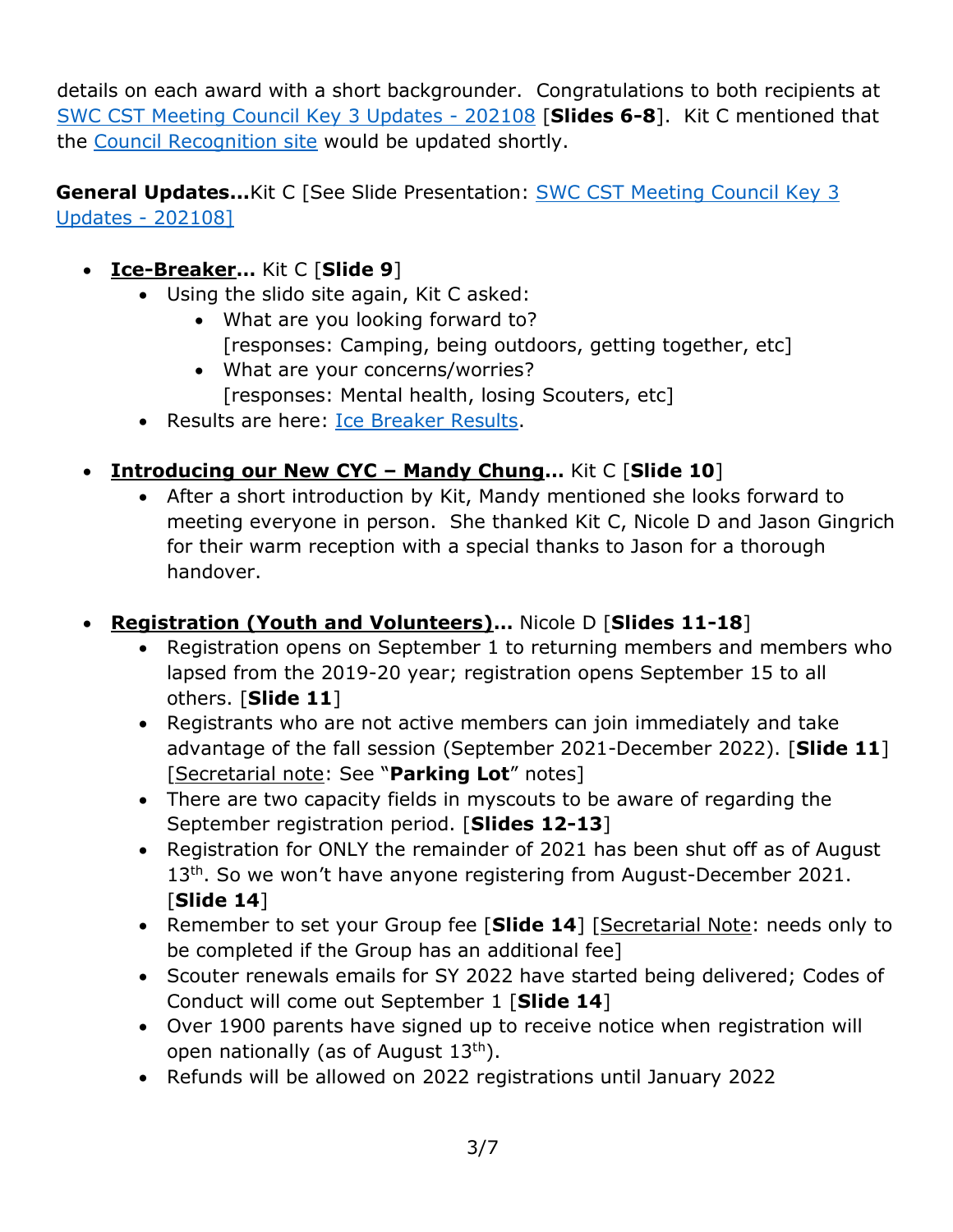details on each award with a short backgrounder. Congratulations to both recipients at SWC CST Meeting Council Key 3 Updates - 202108 [**Slides 6-8**]. Kit C mentioned that the Council Recognition site would be updated shortly.

**General Updates...**Kit C [See Slide Presentation: SWC CST Meeting Council Key 3 Updates - 202108]

- **Ice-Breaker...** Kit C [**Slide 9**]
  - Using the slido site again, Kit C asked:
    - What are you looking forward to?
      [responses: Camping, being outdoors, getting together, etc]
    - What are your concerns/worries?
      [responses: Mental health, losing Scouters, etc]
  - Results are here: Ice Breaker Results.

- **Introducing our New CYC – Mandy Chung...** Kit C [**Slide 10**]
  - After a short introduction by Kit, Mandy mentioned she looks forward to meeting everyone in person. She thanked Kit C, Nicole D and Jason Gingrich for their warm reception with a special thanks to Jason for a thorough handover.

- **Registration (Youth and Volunteers)...** Nicole D [**Slides 11-18**]
  - Registration opens on September 1 to returning members and members who lapsed from the 2019-20 year; registration opens September 15 to all others. [**Slide 11**]
  - Registrants who are not active members can join immediately and take advantage of the fall session (September 2021-December 2022). [**Slide 11**] [Secretarial note: See "**Parking Lot**" notes]
  - There are two capacity fields in myscouts to be aware of regarding the September registration period. [**Slides 12-13**]
  - Registration for ONLY the remainder of 2021 has been shut off as of August 13th. So we won't have anyone registering from August-December 2021. [**Slide 14**]
  - Remember to set your Group fee [**Slide 14**] [Secretarial Note: needs only to be completed if the Group has an additional fee]
  - Scouter renewals emails for SY 2022 have started being delivered; Codes of Conduct will come out September 1 [**Slide 14**]
  - Over 1900 parents have signed up to receive notice when registration will open nationally (as of August 13th).
  - Refunds will be allowed on 2022 registrations until January 2022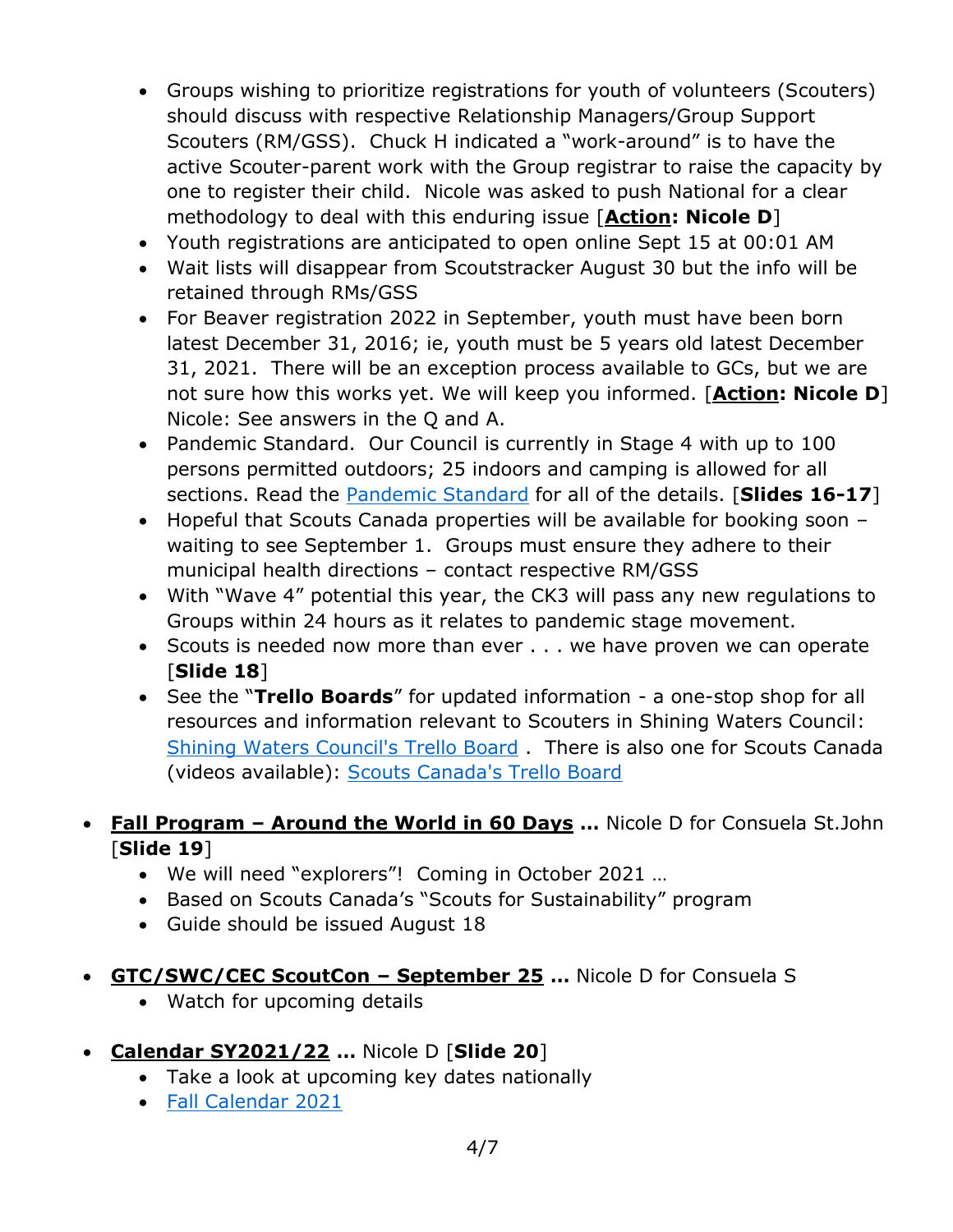- Groups wishing to prioritize registrations for youth of volunteers (Scouters) should discuss with respective Relationship Managers/Group Support Scouters (RM/GSS). Chuck H indicated a "work-around" is to have the active Scouter-parent work with the Group registrar to raise the capacity by one to register their child. Nicole was asked to push National for a clear methodology to deal with this enduring issue [**<u>Action</u>: Nicole D**]
- Youth registrations are anticipated to open online Sept 15 at 00:01 AM
- Wait lists will disappear from Scoutstracker August 30 but the info will be retained through RMs/GSS
- For Beaver registration 2022 in September, youth must have been born latest December 31, 2016; ie, youth must be 5 years old latest December 31, 2021. There will be an exception process available to GCs, but we are not sure how this works yet. We will keep you informed. [**<u>Action</u>: Nicole D**] Nicole: See answers in the Q and A.
- Pandemic Standard. Our Council is currently in Stage 4 with up to 100 persons permitted outdoors; 25 indoors and camping is allowed for all sections. Read the Pandemic Standard for all of the details. [**Slides 16-17**]
- Hopeful that Scouts Canada properties will be available for booking soon – waiting to see September 1. Groups must ensure they adhere to their municipal health directions – contact respective RM/GSS
- With "Wave 4" potential this year, the CK3 will pass any new regulations to Groups within 24 hours as it relates to pandemic stage movement.
- Scouts is needed now more than ever . . . we have proven we can operate [**Slide 18**]
- See the "**Trello Boards**" for updated information - a one-stop shop for all resources and information relevant to Scouters in Shining Waters Council: Shining Waters Council's Trello Board . There is also one for Scouts Canada (videos available): Scouts Canada's Trello Board

- **<u>Fall Program – Around the World in 60 Days</u> …** Nicole D for Consuela St.John [**Slide 19**]
  - We will need "explorers"! Coming in October 2021 …
  - Based on Scouts Canada's "Scouts for Sustainability" program
  - Guide should be issued August 18

- **<u>GTC/SWC/CEC ScoutCon – September 25</u> …** Nicole D for Consuela S
  - Watch for upcoming details

- **<u>Calendar SY2021/22</u> …** Nicole D [**Slide 20**]
  - Take a look at upcoming key dates nationally
  - Fall Calendar 2021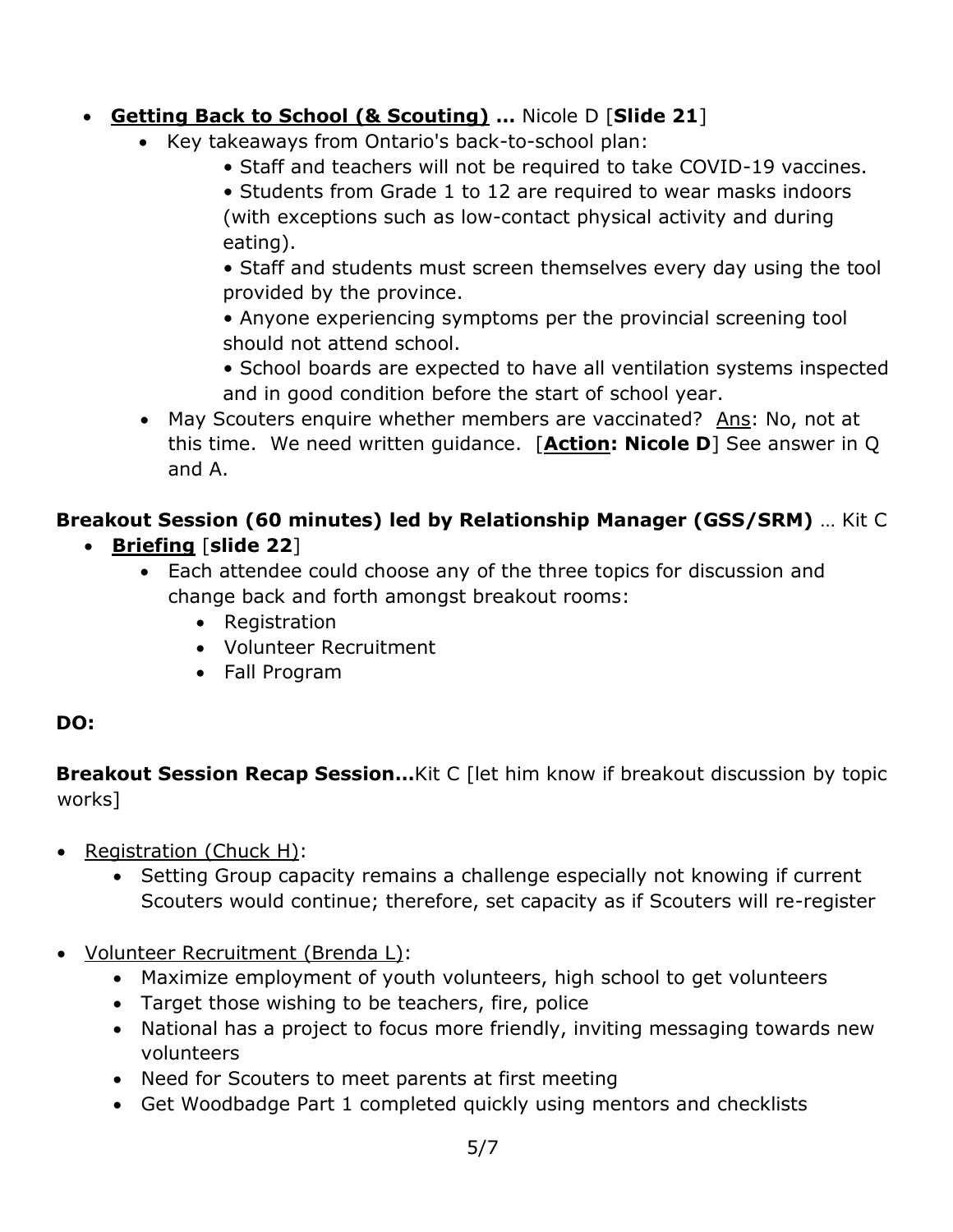- **Getting Back to School (& Scouting) ...** Nicole D [**Slide 21**]
  - Key takeaways from Ontario's back-to-school plan:
    - • Staff and teachers will not be required to take COVID-19 vaccines.
    - • Students from Grade 1 to 12 are required to wear masks indoors (with exceptions such as low-contact physical activity and during eating).
    - • Staff and students must screen themselves every day using the tool provided by the province.
    - • Anyone experiencing symptoms per the provincial screening tool should not attend school.
    - • School boards are expected to have all ventilation systems inspected and in good condition before the start of school year.
  - May Scouters enquire whether members are vaccinated? Ans: No, not at this time. We need written guidance. [**Action: Nicole D**] See answer in Q and A.

**Breakout Session (60 minutes) led by Relationship Manager (GSS/SRM)** … Kit C

- **Briefing** [**slide 22**]
  - Each attendee could choose any of the three topics for discussion and change back and forth amongst breakout rooms:
    - Registration
    - Volunteer Recruitment
    - Fall Program

**DO:**

**Breakout Session Recap Session...**Kit C [let him know if breakout discussion by topic works]

- Registration (Chuck H):
  - Setting Group capacity remains a challenge especially not knowing if current Scouters would continue; therefore, set capacity as if Scouters will re-register

- Volunteer Recruitment (Brenda L):
  - Maximize employment of youth volunteers, high school to get volunteers
  - Target those wishing to be teachers, fire, police
  - National has a project to focus more friendly, inviting messaging towards new volunteers
  - Need for Scouters to meet parents at first meeting
  - Get Woodbadge Part 1 completed quickly using mentors and checklists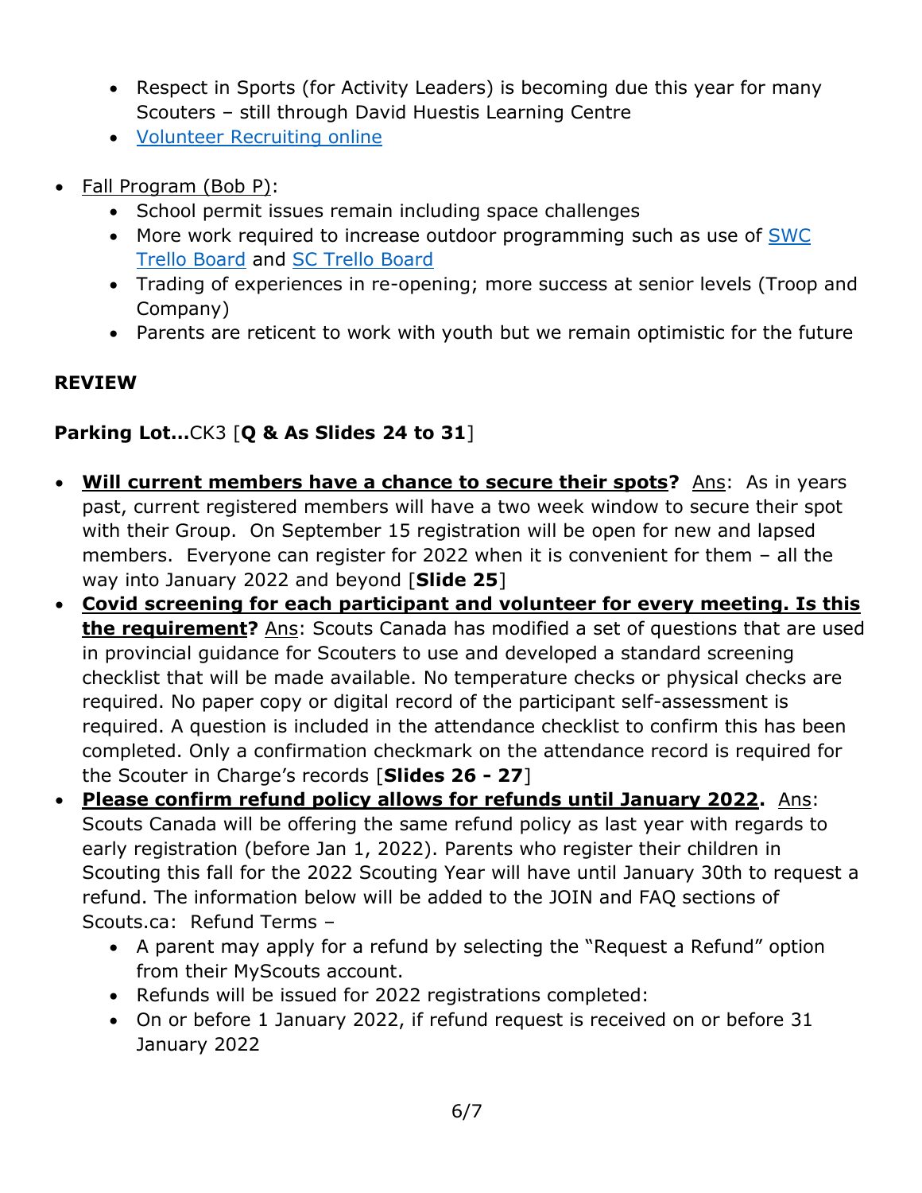- Respect in Sports (for Activity Leaders) is becoming due this year for many Scouters – still through David Huestis Learning Centre
- Volunteer Recruiting online

- Fall Program (Bob P):
  - School permit issues remain including space challenges
  - More work required to increase outdoor programming such as use of SWC Trello Board and SC Trello Board
  - Trading of experiences in re-opening; more success at senior levels (Troop and Company)
  - Parents are reticent to work with youth but we remain optimistic for the future

**REVIEW**

**Parking Lot…**CK3 [**Q & As Slides 24 to 31**]

- **Will current members have a chance to secure their spots?** Ans: As in years past, current registered members will have a two week window to secure their spot with their Group. On September 15 registration will be open for new and lapsed members. Everyone can register for 2022 when it is convenient for them – all the way into January 2022 and beyond [**Slide 25**]
- **Covid screening for each participant and volunteer for every meeting. Is this the requirement?** Ans: Scouts Canada has modified a set of questions that are used in provincial guidance for Scouters to use and developed a standard screening checklist that will be made available. No temperature checks or physical checks are required. No paper copy or digital record of the participant self-assessment is required. A question is included in the attendance checklist to confirm this has been completed. Only a confirmation checkmark on the attendance record is required for the Scouter in Charge's records [**Slides 26 - 27**]
- **Please confirm refund policy allows for refunds until January 2022.** Ans: Scouts Canada will be offering the same refund policy as last year with regards to early registration (before Jan 1, 2022). Parents who register their children in Scouting this fall for the 2022 Scouting Year will have until January 30th to request a refund. The information below will be added to the JOIN and FAQ sections of Scouts.ca: Refund Terms –
  - A parent may apply for a refund by selecting the "Request a Refund" option from their MyScouts account.
  - Refunds will be issued for 2022 registrations completed:
  - On or before 1 January 2022, if refund request is received on or before 31 January 2022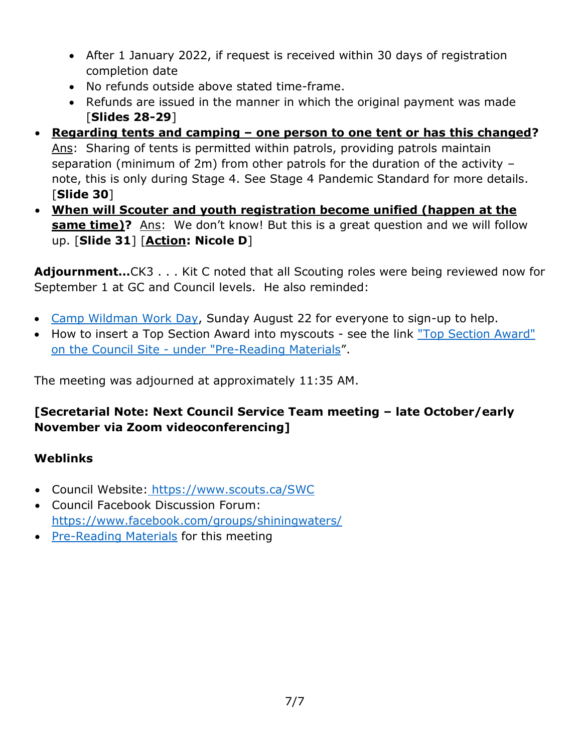- After 1 January 2022, if request is received within 30 days of registration completion date
    - No refunds outside above stated time-frame.
    - Refunds are issued in the manner in which the original payment was made [**Slides 28-29**]
- **Regarding tents and camping – one person to one tent or has this changed?** Ans: Sharing of tents is permitted within patrols, providing patrols maintain separation (minimum of 2m) from other patrols for the duration of the activity – note, this is only during Stage 4. See Stage 4 Pandemic Standard for more details. [**Slide 30**]
- **When will Scouter and youth registration become unified (happen at the same time)?** Ans: We don't know! But this is a great question and we will follow up. [**Slide 31**] [**Action: Nicole D**]

**Adjournment…**CK3 . . . Kit C noted that all Scouting roles were being reviewed now for September 1 at GC and Council levels. He also reminded:

- Camp Wildman Work Day, Sunday August 22 for everyone to sign-up to help.
- How to insert a Top Section Award into myscouts - see the link "Top Section Award" on the Council Site - under "Pre-Reading Materials".

The meeting was adjourned at approximately 11:35 AM.

**[Secretarial Note: Next Council Service Team meeting – late October/early November via Zoom videoconferencing]**

**Weblinks**

- Council Website: https://www.scouts.ca/SWC
- Council Facebook Discussion Forum: https://www.facebook.com/groups/shiningwaters/
- Pre-Reading Materials for this meeting